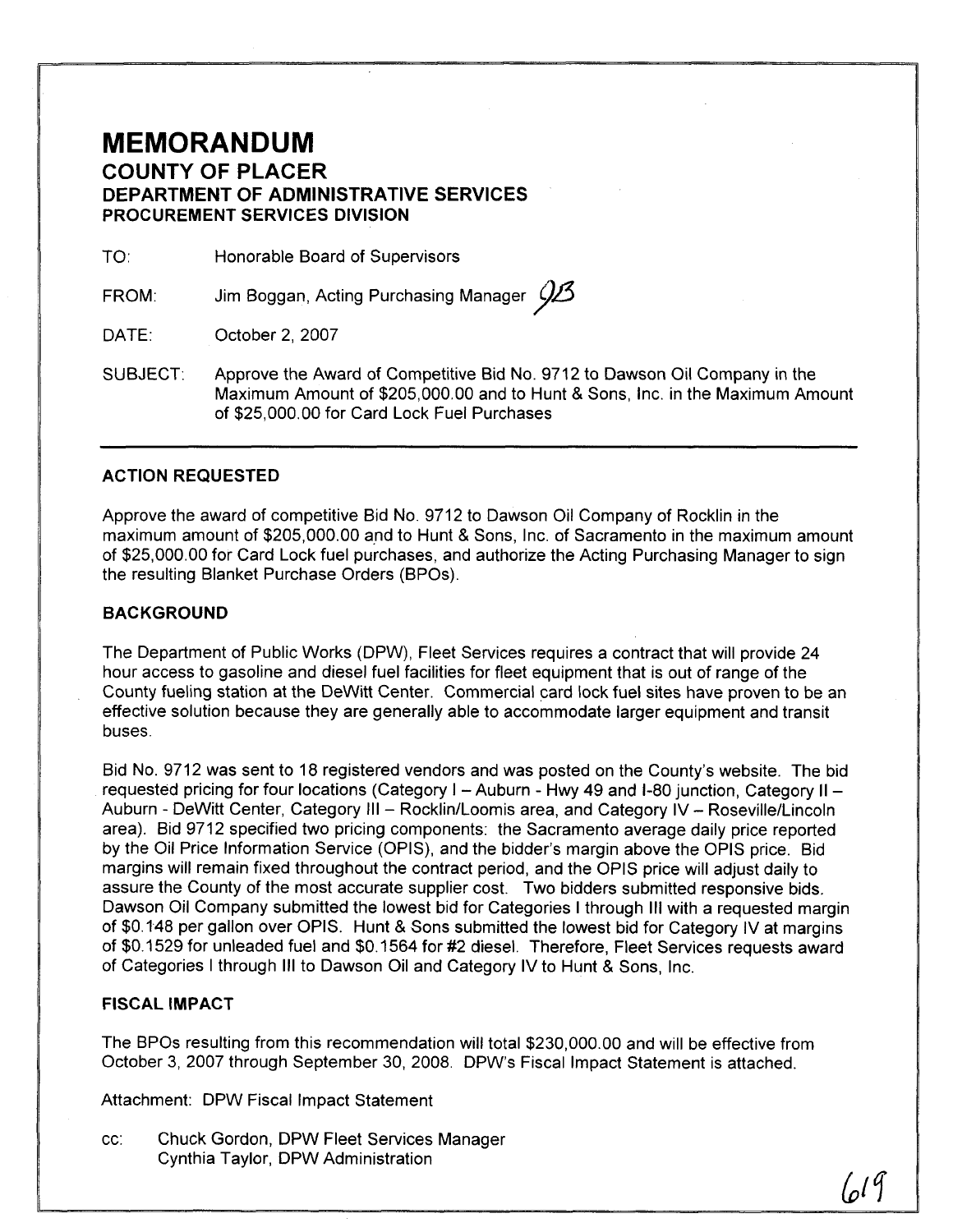# MEMORANDUM

## COUNTY OF PLACER

### DEPARTMENT OF ADMINISTRATIVE SERVICES

### PROCUREMENT SERVICES DIVISION

TO: Honorable Board of Supervisors

FROM: Jim Boggan, Acting Purchasing Manager

DATE: October 2, 2007

SUBJECT: Approve the Award of Competitive Bid No. 9712 to Dawson Oil Company in the Maximum Amount of $205,000.00 and to Hunt & Sons, Inc. in the Maximum Amount of $25,000.00 for Card Lock Fuel Purchases

---

### ACTION REQUESTED

Approve the award of competitive Bid No. 9712 to Dawson Oil Company of Rocklin in the maximum amount of $205,000.00 and to Hunt & Sons, Inc. of Sacramento in the maximum amount of $25,000.00 for Card Lock fuel purchases, and authorize the Acting Purchasing Manager to sign the resulting Blanket Purchase Orders (BPOs).

### BACKGROUND

The Department of Public Works (DPW), Fleet Services requires a contract that will provide 24 hour access to gasoline and diesel fuel facilities for fleet equipment that is out of range of the County fueling station at the DeWitt Center. Commercial card lock fuel sites have proven to be an effective solution because they are generally able to accommodate larger equipment and transit buses.

Bid No. 9712 was sent to 18 registered vendors and was posted on the County's website. The bid requested pricing for four locations (Category I – Auburn - Hwy 49 and I-80 junction, Category II – Auburn - DeWitt Center, Category III – Rocklin/Loomis area, and Category IV – Roseville/Lincoln area). Bid 9712 specified two pricing components: the Sacramento average daily price reported by the Oil Price Information Service (OPIS), and the bidder's margin above the OPIS price. Bid margins will remain fixed throughout the contract period, and the OPIS price will adjust daily to assure the County of the most accurate supplier cost. Two bidders submitted responsive bids. Dawson Oil Company submitted the lowest bid for Categories I through III with a requested margin of $0.148 per gallon over OPIS. Hunt & Sons submitted the lowest bid for Category IV at margins of $0.1529 for unleaded fuel and $0.1564 for #2 diesel. Therefore, Fleet Services requests award of Categories I through III to Dawson Oil and Category IV to Hunt & Sons, Inc.

### FISCAL IMPACT

The BPOs resulting from this recommendation will total $230,000.00 and will be effective from October 3, 2007 through September 30, 2008. DPW's Fiscal Impact Statement is attached.

Attachment: DPW Fiscal Impact Statement

cc: Chuck Gordon, DPW Fleet Services Manager
Cynthia Taylor, DPW Administration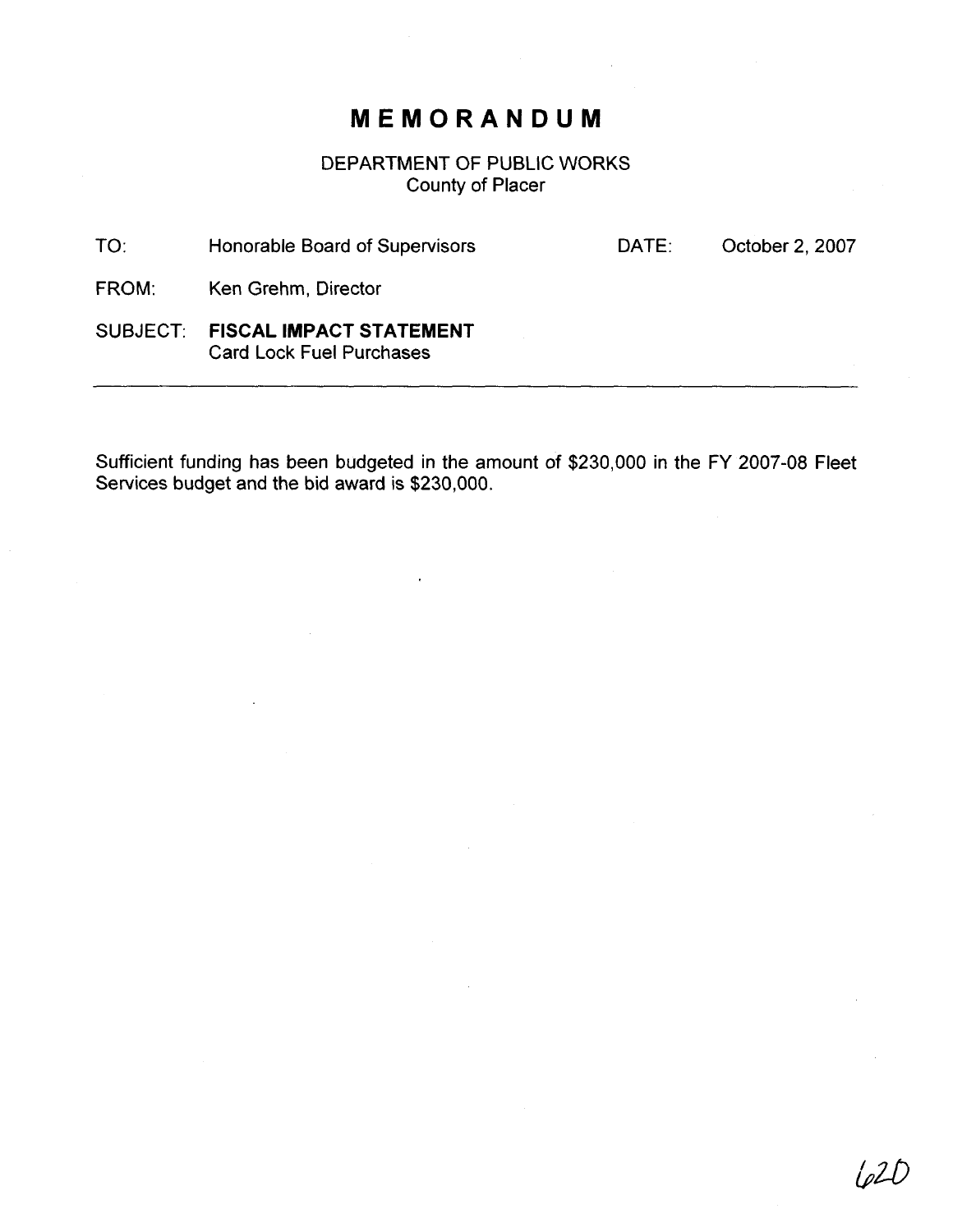# MEMORANDUM

DEPARTMENT OF PUBLIC WORKS
County of Placer

TO: Honorable Board of Supervisors

DATE: October 2, 2007

FROM: Ken Grehm, Director

SUBJECT: **FISCAL IMPACT STATEMENT**
Card Lock Fuel Purchases

---

Sufficient funding has been budgeted in the amount of $230,000 in the FY 2007-08 Fleet Services budget and the bid award is $230,000.

620